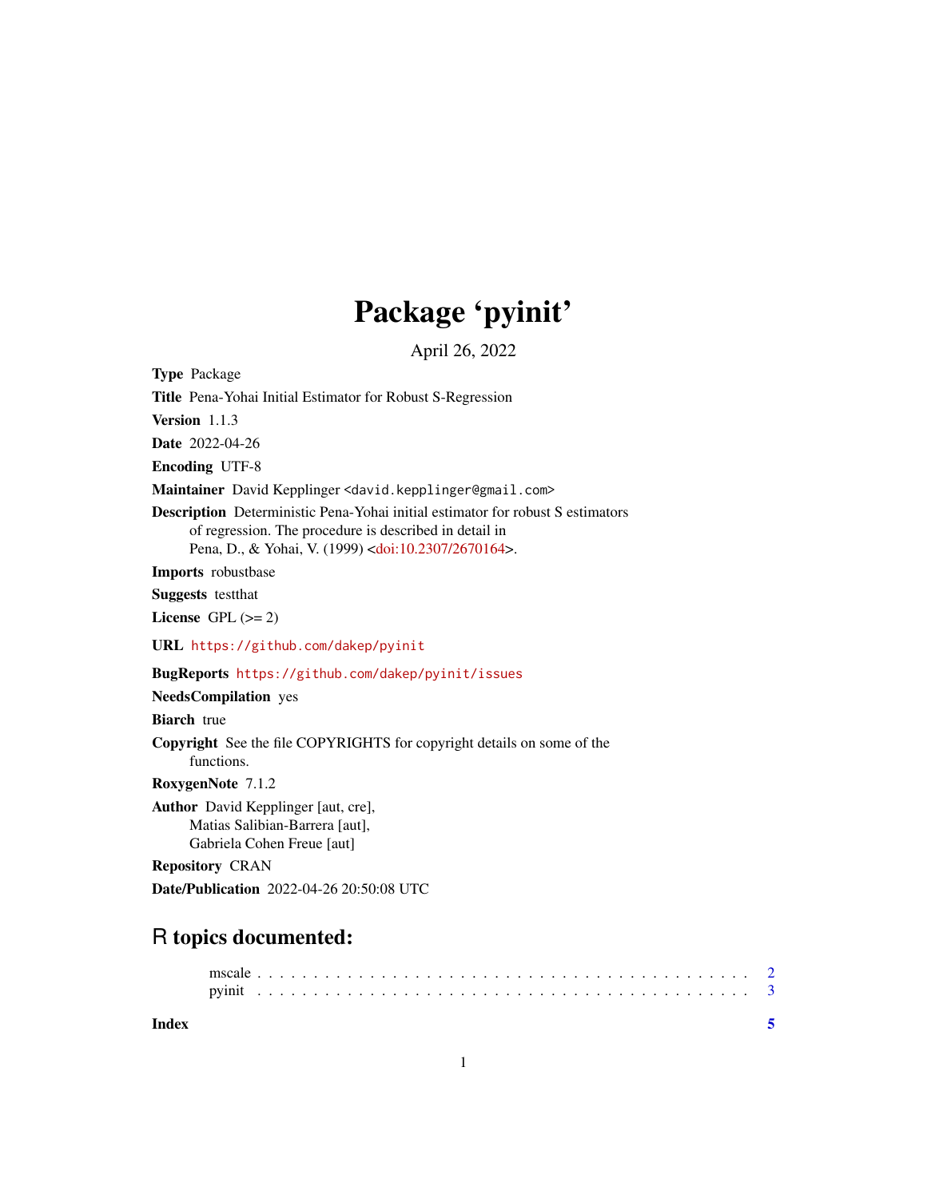# Package 'pyinit'

April 26, 2022

**Type** Package

**Title** Pena-Yohai Initial Estimator for Robust S-Regression

**Version** 1.1.3

**Date** 2022-04-26

**Encoding** UTF-8

**Maintainer** David Kepplinger <david.kepplinger@gmail.com>

**Description** Deterministic Pena-Yohai initial estimator for robust S estimators of regression. The procedure is described in detail in Pena, D., & Yohai, V. (1999) <doi:10.2307/2670164>.

**Imports** robustbase

**Suggests** testthat

**License** GPL (>= 2)

**URL** https://github.com/dakep/pyinit

**BugReports** https://github.com/dakep/pyinit/issues

**NeedsCompilation** yes

**Biarch** true

**Copyright** See the file COPYRIGHTS for copyright details on some of the functions.

**RoxygenNote** 7.1.2

**Author** David Kepplinger [aut, cre], Matias Salibian-Barrera [aut], Gabriela Cohen Freue [aut]

**Repository** CRAN

**Date/Publication** 2022-04-26 20:50:08 UTC

## R topics documented:

mscale . . . . . . . . . . . . . . . . . . . . . . . . . . . . . . . . . . . . . . . . . . 2
pyinit . . . . . . . . . . . . . . . . . . . . . . . . . . . . . . . . . . . . . . . . . . 3

**Index** 5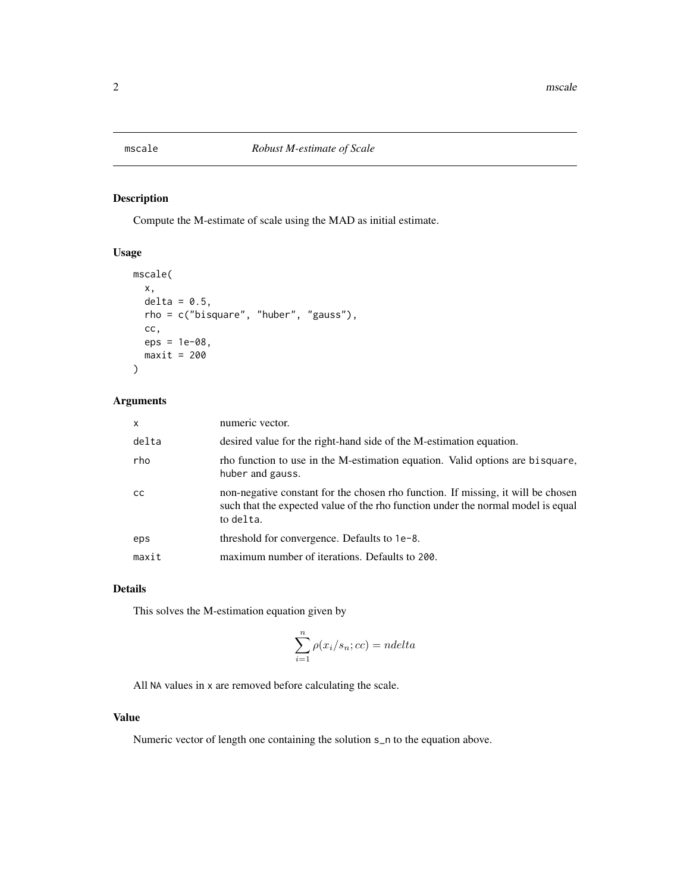# mscale — *Robust M-estimate of Scale*

## Description

Compute the M-estimate of scale using the MAD as initial estimate.

## Usage

```
mscale(
  x,
  delta = 0.5,
  rho = c("bisquare", "huber", "gauss"),
  cc,
  eps = 1e-08,
  maxit = 200
)
```

## Arguments

| | |
|---|---|
| `x` | numeric vector. |
| `delta` | desired value for the right-hand side of the M-estimation equation. |
| `rho` | rho function to use in the M-estimation equation. Valid options are `bisquare`, `huber` and `gauss`. |
| `cc` | non-negative constant for the chosen rho function. If missing, it will be chosen such that the expected value of the rho function under the normal model is equal to `delta`. |
| `eps` | threshold for convergence. Defaults to `1e-8`. |
| `maxit` | maximum number of iterations. Defaults to `200`. |

## Details

This solves the M-estimation equation given by

$$\sum_{i=1}^{n} \rho(x_i/s_n; cc) = n delta$$

All `NA` values in `x` are removed before calculating the scale.

## Value

Numeric vector of length one containing the solution `s_n` to the equation above.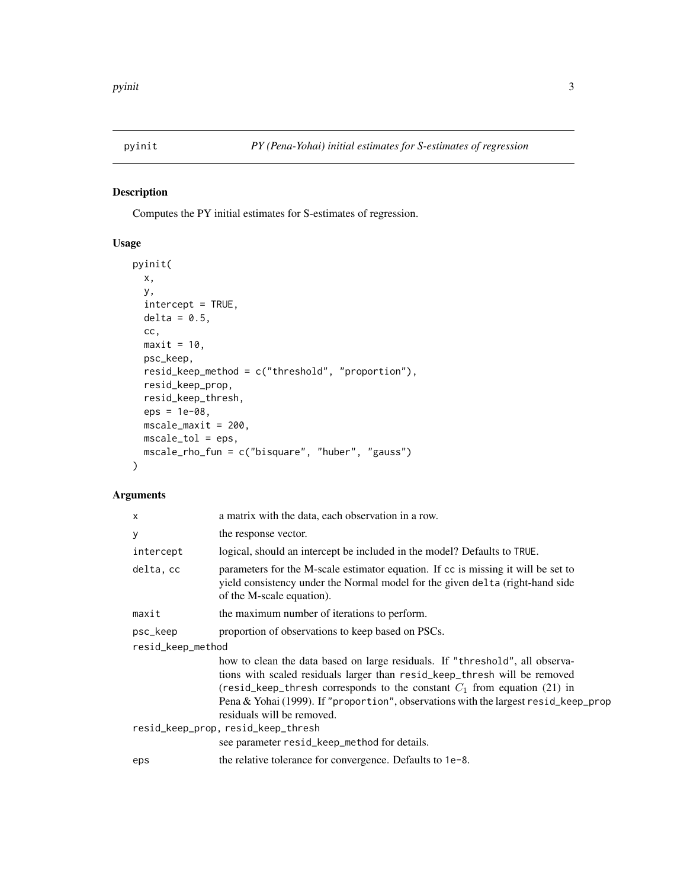## pyinit — *PY (Pena-Yohai) initial estimates for S-estimates of regression*

### Description

Computes the PY initial estimates for S-estimates of regression.

### Usage

```
pyinit(
  x,
  y,
  intercept = TRUE,
  delta = 0.5,
  cc,
  maxit = 10,
  psc_keep,
  resid_keep_method = c("threshold", "proportion"),
  resid_keep_prop,
  resid_keep_thresh,
  eps = 1e-08,
  mscale_maxit = 200,
  mscale_tol = eps,
  mscale_rho_fun = c("bisquare", "huber", "gauss")
)
```

### Arguments

| Argument | Description |
|---|---|
| `x` | a matrix with the data, each observation in a row. |
| `y` | the response vector. |
| `intercept` | logical, should an intercept be included in the model? Defaults to `TRUE`. |
| `delta, cc` | parameters for the M-scale estimator equation. If `cc` is missing it will be set to yield consistency under the Normal model for the given `delta` (right-hand side of the M-scale equation). |
| `maxit` | the maximum number of iterations to perform. |
| `psc_keep` | proportion of observations to keep based on PSCs. |
| `resid_keep_method` | how to clean the data based on large residuals. If `"threshold"`, all observations with scaled residuals larger than `resid_keep_thresh` will be removed (`resid_keep_thresh` corresponds to the constant $C_1$ from equation (21) in Pena & Yohai (1999). If `"proportion"`, observations with the largest `resid_keep_prop` residuals will be removed. |
| `resid_keep_prop, resid_keep_thresh` | see parameter `resid_keep_method` for details. |
| `eps` | the relative tolerance for convergence. Defaults to `1e-8`. |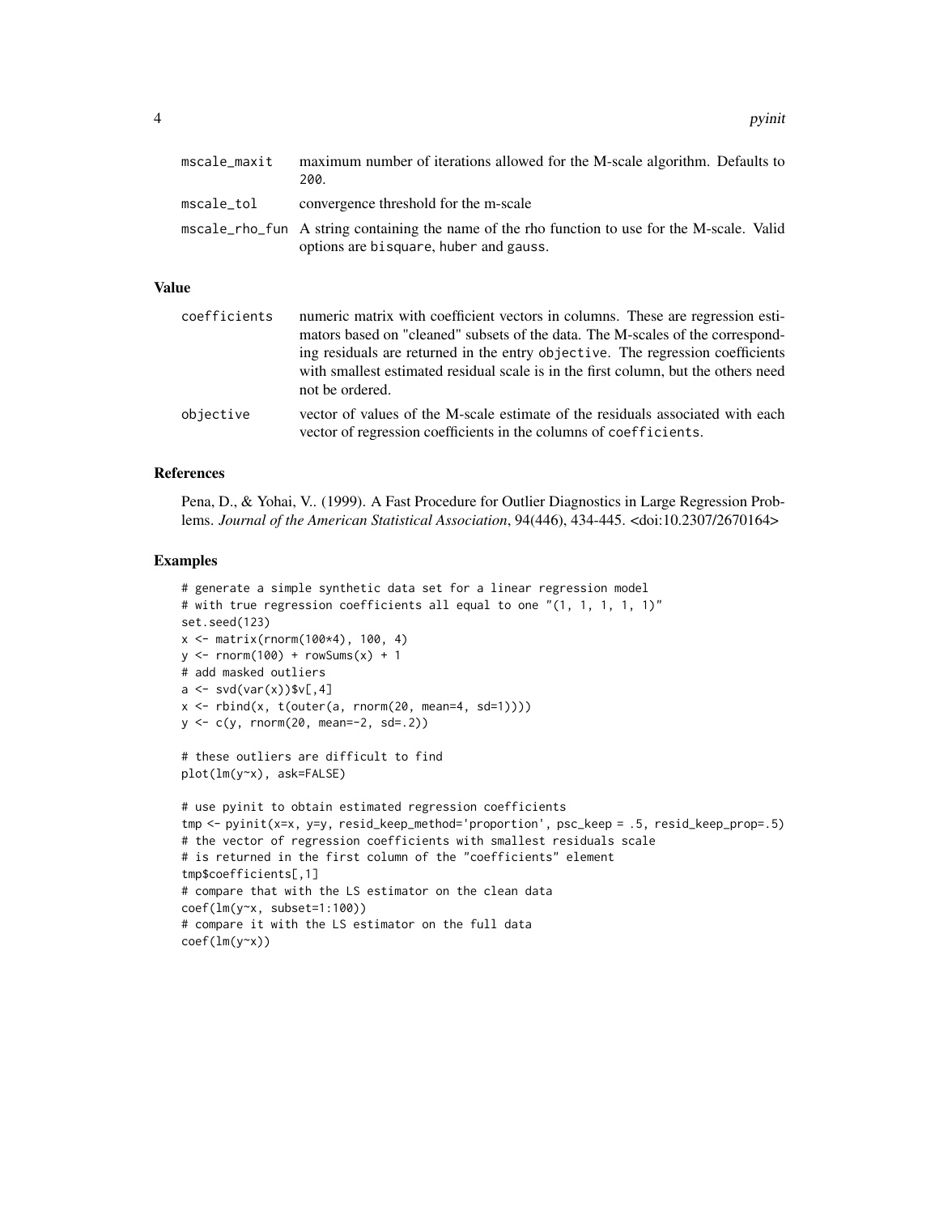| | |
|---|---|
| mscale_maxit | maximum number of iterations allowed for the M-scale algorithm. Defaults to 200. |
| mscale_tol | convergence threshold for the m-scale |
| mscale_rho_fun | A string containing the name of the rho function to use for the M-scale. Valid options are bisquare, huber and gauss. |

## Value

| | |
|---|---|
| coefficients | numeric matrix with coefficient vectors in columns. These are regression estimators based on "cleaned" subsets of the data. The M-scales of the corresponding residuals are returned in the entry objective. The regression coefficients with smallest estimated residual scale is in the first column, but the others need not be ordered. |
| objective | vector of values of the M-scale estimate of the residuals associated with each vector of regression coefficients in the columns of coefficients. |

## References

Pena, D., & Yohai, V.. (1999). A Fast Procedure for Outlier Diagnostics in Large Regression Problems. *Journal of the American Statistical Association*, 94(446), 434-445. <doi:10.2307/2670164>

## Examples

```
# generate a simple synthetic data set for a linear regression model
# with true regression coefficients all equal to one "(1, 1, 1, 1, 1)"
set.seed(123)
x <- matrix(rnorm(100*4), 100, 4)
y <- rnorm(100) + rowSums(x) + 1
# add masked outliers
a <- svd(var(x))$v[,4]
x <- rbind(x, t(outer(a, rnorm(20, mean=4, sd=1))))
y <- c(y, rnorm(20, mean=-2, sd=.2))

# these outliers are difficult to find
plot(lm(y~x), ask=FALSE)

# use pyinit to obtain estimated regression coefficients
tmp <- pyinit(x=x, y=y, resid_keep_method='proportion', psc_keep = .5, resid_keep_prop=.5)
# the vector of regression coefficients with smallest residuals scale
# is returned in the first column of the "coefficients" element
tmp$coefficients[,1]
# compare that with the LS estimator on the clean data
coef(lm(y~x, subset=1:100))
# compare it with the LS estimator on the full data
coef(lm(y~x))
```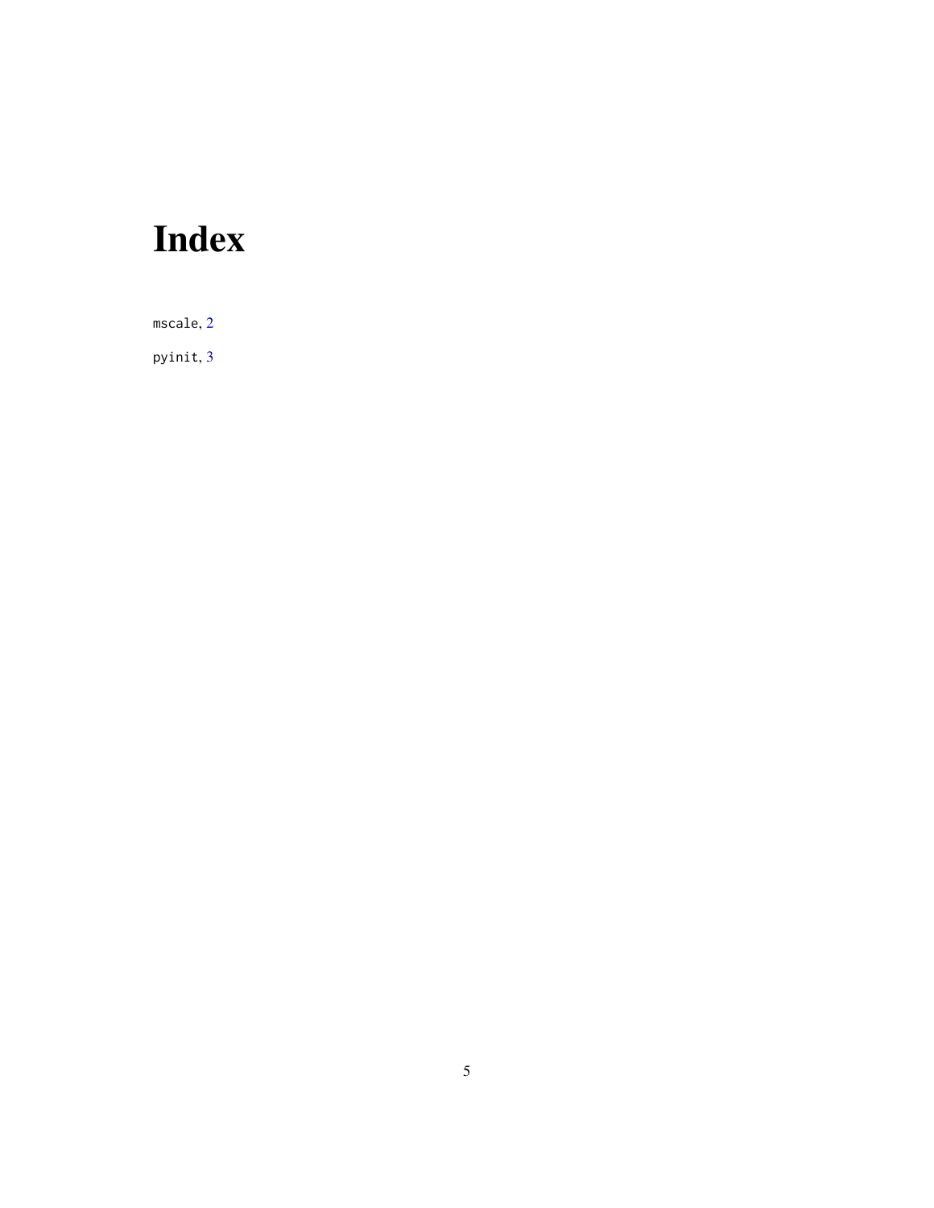# Index

mscale, 2

pyinit, 3